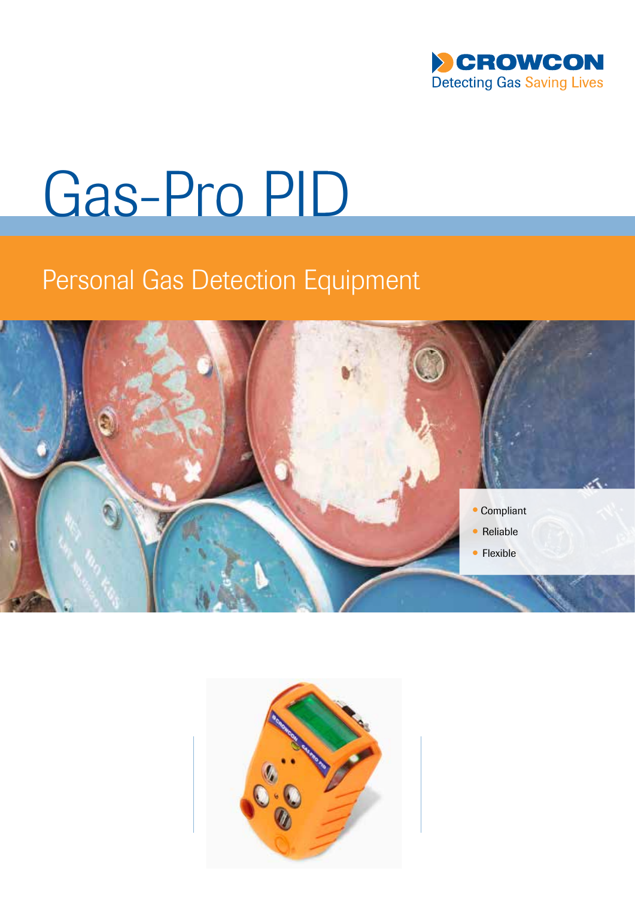CROWCON

Detecting Gas Saving Lives

# Gas-Pro PID

## Personal Gas Detection Equipment

- Compliant
- Reliable
- Flexible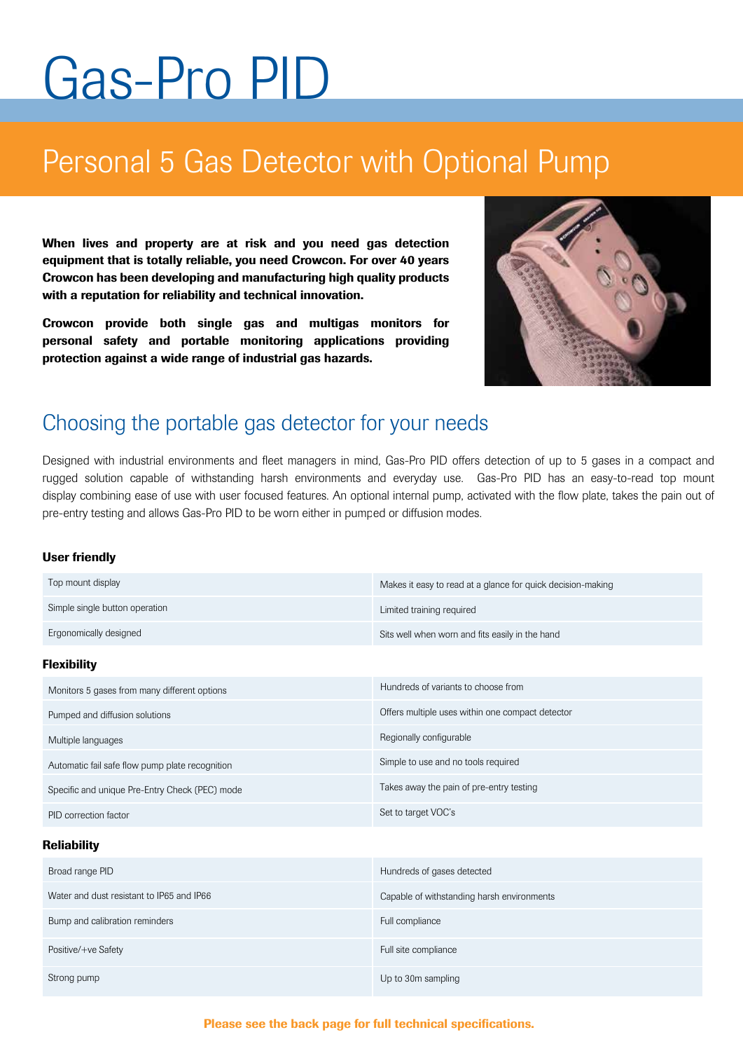# Gas-Pro PID

## Personal 5 Gas Detector with Optional Pump

**When lives and property are at risk and you need gas detection equipment that is totally reliable, you need Crowcon. For over 40 years Crowcon has been developing and manufacturing high quality products with a reputation for reliability and technical innovation.**

**Crowcon provide both single gas and multigas monitors for personal safety and portable monitoring applications providing protection against a wide range of industrial gas hazards.**

## Choosing the portable gas detector for your needs

Designed with industrial environments and fleet managers in mind, Gas-Pro PID offers detection of up to 5 gases in a compact and rugged solution capable of withstanding harsh environments and everyday use. Gas-Pro PID has an easy-to-read top mount display combining ease of use with user focused features. An optional internal pump, activated with the flow plate, takes the pain out of pre-entry testing and allows Gas-Pro PID to be worn either in pumped or diffusion modes.

### User friendly

| | |
|---|---|
| Top mount display | Makes it easy to read at a glance for quick decision-making |
| Simple single button operation | Limited training required |
| Ergonomically designed | Sits well when worn and fits easily in the hand |

### Flexibility

| | |
|---|---|
| Monitors 5 gases from many different options | Hundreds of variants to choose from |
| Pumped and diffusion solutions | Offers multiple uses within one compact detector |
| Multiple languages | Regionally configurable |
| Automatic fail safe flow pump plate recognition | Simple to use and no tools required |
| Specific and unique Pre-Entry Check (PEC) mode | Takes away the pain of pre-entry testing |
| PID correction factor | Set to target VOC's |

### Reliability

| | |
|---|---|
| Broad range PID | Hundreds of gases detected |
| Water and dust resistant to IP65 and IP66 | Capable of withstanding harsh environments |
| Bump and calibration reminders | Full compliance |
| Positive/+ve Safety | Full site compliance |
| Strong pump | Up to 30m sampling |

**Please see the back page for full technical specifications.**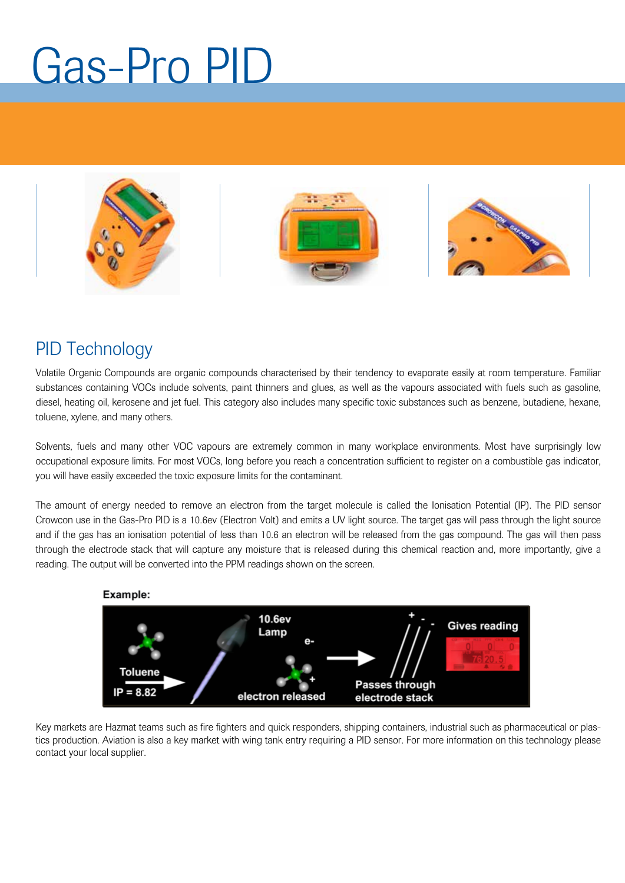# Gas-Pro PID

## PID Technology

Volatile Organic Compounds are organic compounds characterised by their tendency to evaporate easily at room temperature. Familiar substances containing VOCs include solvents, paint thinners and glues, as well as the vapours associated with fuels such as gasoline, diesel, heating oil, kerosene and jet fuel. This category also includes many specific toxic substances such as benzene, butadiene, hexane, toluene, xylene, and many others.

Solvents, fuels and many other VOC vapours are extremely common in many workplace environments. Most have surprisingly low occupational exposure limits. For most VOCs, long before you reach a concentration sufficient to register on a combustible gas indicator, you will have easily exceeded the toxic exposure limits for the contaminant.

The amount of energy needed to remove an electron from the target molecule is called the Ionisation Potential (IP). The PID sensor Crowcon use in the Gas-Pro PID is a 10.6ev (Electron Volt) and emits a UV light source. The target gas will pass through the light source and if the gas has an ionisation potential of less than 10.6 an electron will be released from the gas compound. The gas will then pass through the electrode stack that will capture any moisture that is released during this chemical reaction and, more importantly, give a reading. The output will be converted into the PPM readings shown on the screen.

**Example:**

Toluene IP = 8.82 → 10.6ev Lamp → e- electron released → Passes through electrode stack → Gives reading

Key markets are Hazmat teams such as fire fighters and quick responders, shipping containers, industrial such as pharmaceutical or plastics production. Aviation is also a key market with wing tank entry requiring a PID sensor. For more information on this technology please contact your local supplier.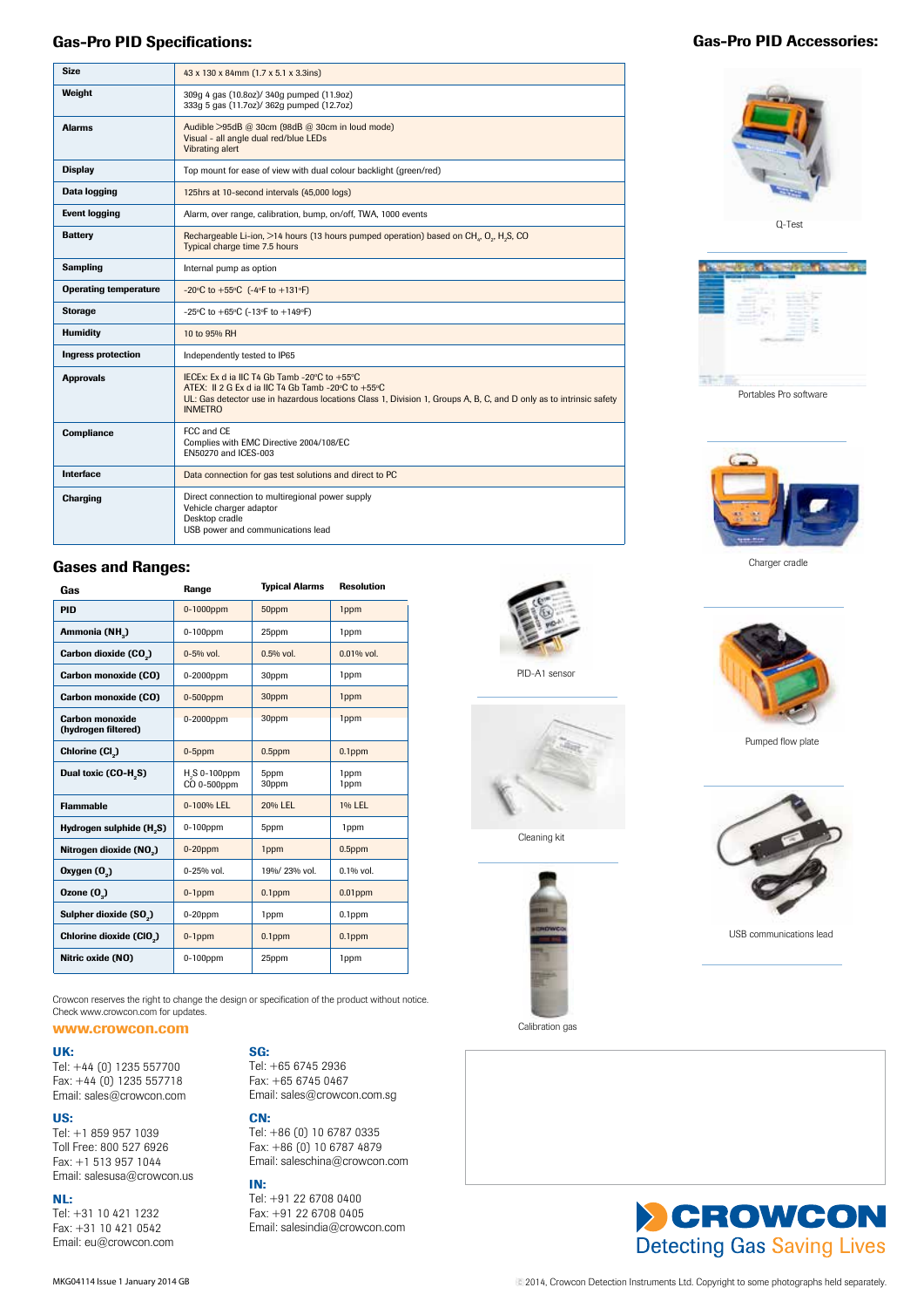## Gas-Pro PID Specifications:

| | |
|---|---|
| **Size** | 43 x 130 x 84mm (1.7 x 5.1 x 3.3ins) |
| **Weight** | 309g 4 gas (10.8oz)/ 340g pumped (11.9oz)<br>333g 5 gas (11.7oz)/ 362g pumped (12.7oz) |
| **Alarms** | Audible >95dB @ 30cm (98dB @ 30cm in loud mode)<br>Visual - all angle dual red/blue LEDs<br>Vibrating alert |
| **Display** | Top mount for ease of view with dual colour backlight (green/red) |
| **Data logging** | 125hrs at 10-second intervals (45,000 logs) |
| **Event logging** | Alarm, over range, calibration, bump, on/off, TWA, 1000 events |
| **Battery** | Rechargeable Li-ion, >14 hours (13 hours pumped operation) based on $CH_4$, $O_2$, $H_2S$, CO<br>Typical charge time 7.5 hours |
| **Sampling** | Internal pump as option |
| **Operating temperature** | -20ºC to +55ºC (-4ºF to +131ºF) |
| **Storage** | -25ºC to +65ºC (-13ºF to +149ºF) |
| **Humidity** | 10 to 95% RH |
| **Ingress protection** | Independently tested to IP65 |
| **Approvals** | IECEx: Ex d ia IIC T4 Gb Tamb -20ºC to +55ºC<br>ATEX: II 2 G Ex d ia IIC T4 Gb Tamb -20ºC to +55ºC<br>UL: Gas detector use in hazardous locations Class 1, Division 1, Groups A, B, C, and D only as to intrinsic safety<br>INMETRO |
| **Compliance** | FCC and CE<br>Complies with EMC Directive 2004/108/EC<br>EN50270 and ICES-003 |
| **Interface** | Data connection for gas test solutions and direct to PC |
| **Charging** | Direct connection to multiregional power supply<br>Vehicle charger adaptor<br>Desktop cradle<br>USB power and communications lead |

## Gases and Ranges:

| Gas | Range | Typical Alarms | Resolution |
|---|---|---|---|
| **PID** | 0-1000ppm | 50ppm | 1ppm |
| **Ammonia ($NH_3$)** | 0-100ppm | 25ppm | 1ppm |
| **Carbon dioxide ($CO_2$)** | 0-5% vol. | 0.5% vol. | 0.01% vol. |
| **Carbon monoxide (CO)** | 0-2000ppm | 30ppm | 1ppm |
| **Carbon monoxide (CO)** | 0-500ppm | 30ppm | 1ppm |
| **Carbon monoxide (hydrogen filtered)** | 0-2000ppm | 30ppm | 1ppm |
| **Chlorine ($Cl_2$)** | 0-5ppm | 0.5ppm | 0.1ppm |
| **Dual toxic (CO-$H_2S$)** | $H_2S$ 0-100ppm<br>CO 0-500ppm | 5ppm<br>30ppm | 1ppm<br>1ppm |
| **Flammable** | 0-100% LEL | 20% LEL | 1% LEL |
| **Hydrogen sulphide ($H_2S$)** | 0-100ppm | 5ppm | 1ppm |
| **Nitrogen dioxide ($NO_2$)** | 0-20ppm | 1ppm | 0.5ppm |
| **Oxygen ($O_2$)** | 0-25% vol. | 19%/ 23% vol. | 0.1% vol. |
| **Ozone ($O_3$)** | 0-1ppm | 0.1ppm | 0.01ppm |
| **Sulpher dioxide ($SO_2$)** | 0-20ppm | 1ppm | 0.1ppm |
| **Chlorine dioxide ($ClO_2$)** | 0-1ppm | 0.1ppm | 0.1ppm |
| **Nitric oxide (NO)** | 0-100ppm | 25ppm | 1ppm |

## Gas-Pro PID Accessories:

Q-Test

Portables Pro software

Charger cradle

PID-A1 sensor

Pumped flow plate

Cleaning kit

USB communications lead

Calibration gas

Crowcon reserves the right to change the design or specification of the product without notice. Check www.crowcon.com for updates.

**www.crowcon.com**

**UK:**
Tel: +44 (0) 1235 557700
Fax: +44 (0) 1235 557718
Email: sales@crowcon.com

**US:**
Tel: +1 859 957 1039
Toll Free: 800 527 6926
Fax: +1 513 957 1044
Email: salesusa@crowcon.us

**NL:**
Tel: +31 10 421 1232
Fax: +31 10 421 0542
Email: eu@crowcon.com

**SG:**
Tel: +65 6745 2936
Fax: +65 6745 0467
Email: sales@crowcon.com.sg

**CN:**
Tel: +86 (0) 10 6787 0335
Fax: +86 (0) 10 6787 4879
Email: saleschina@crowcon.com

**IN:**
Tel: +91 22 6708 0400
Fax: +91 22 6708 0405
Email: salesindia@crowcon.com

CROWCON
Detecting Gas Saving Lives

MKG04114 Issue 1 January 2014 GB

© 2014, Crowcon Detection Instruments Ltd. Copyright to some photographs held separately.